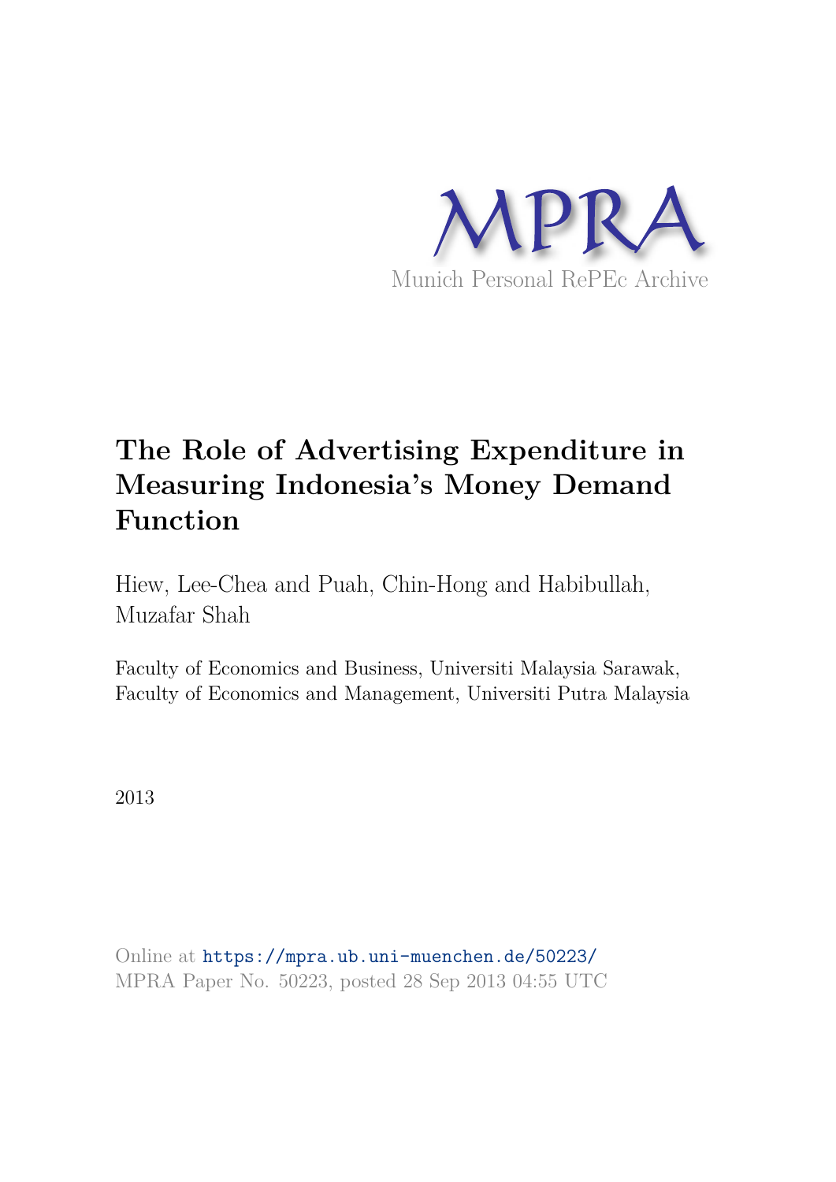MPRA

Munich Personal RePEc Archive

# The Role of Advertising Expenditure in Measuring Indonesia's Money Demand Function

Hiew, Lee-Chea and Puah, Chin-Hong and Habibullah, Muzafar Shah

Faculty of Economics and Business, Universiti Malaysia Sarawak, Faculty of Economics and Management, Universiti Putra Malaysia

2013

Online at https://mpra.ub.uni-muenchen.de/50223/
MPRA Paper No. 50223, posted 28 Sep 2013 04:55 UTC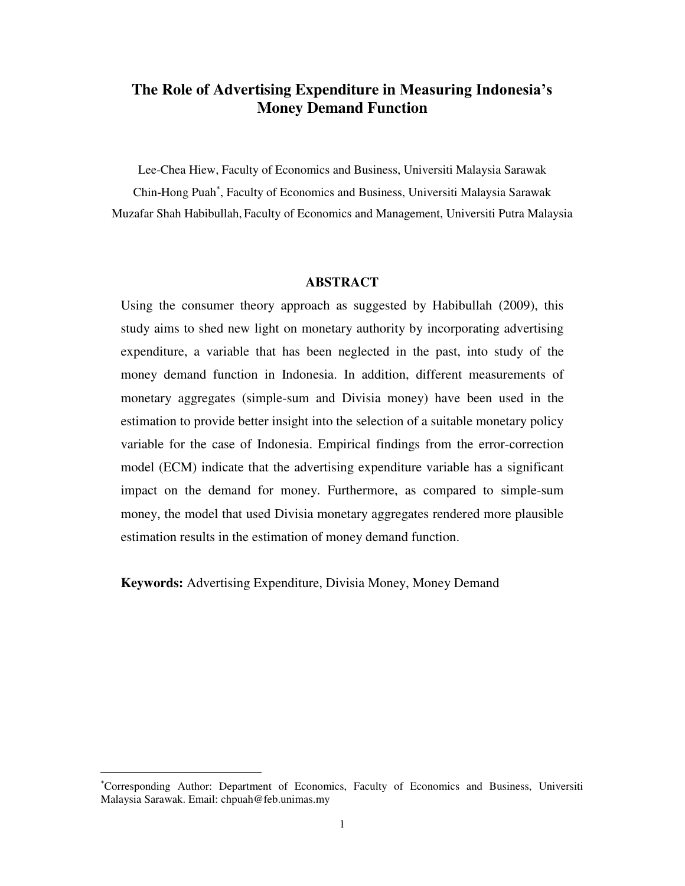# The Role of Advertising Expenditure in Measuring Indonesia's Money Demand Function

Lee-Chea Hiew, Faculty of Economics and Business, Universiti Malaysia Sarawak

Chin-Hong Puah*, Faculty of Economics and Business, Universiti Malaysia Sarawak

Muzafar Shah Habibullah, Faculty of Economics and Management, Universiti Putra Malaysia

## ABSTRACT

Using the consumer theory approach as suggested by Habibullah (2009), this study aims to shed new light on monetary authority by incorporating advertising expenditure, a variable that has been neglected in the past, into study of the money demand function in Indonesia. In addition, different measurements of monetary aggregates (simple-sum and Divisia money) have been used in the estimation to provide better insight into the selection of a suitable monetary policy variable for the case of Indonesia. Empirical findings from the error-correction model (ECM) indicate that the advertising expenditure variable has a significant impact on the demand for money. Furthermore, as compared to simple-sum money, the model that used Divisia monetary aggregates rendered more plausible estimation results in the estimation of money demand function.

**Keywords:** Advertising Expenditure, Divisia Money, Money Demand

---

*Corresponding Author: Department of Economics, Faculty of Economics and Business, Universiti Malaysia Sarawak. Email: chpuah@feb.unimas.my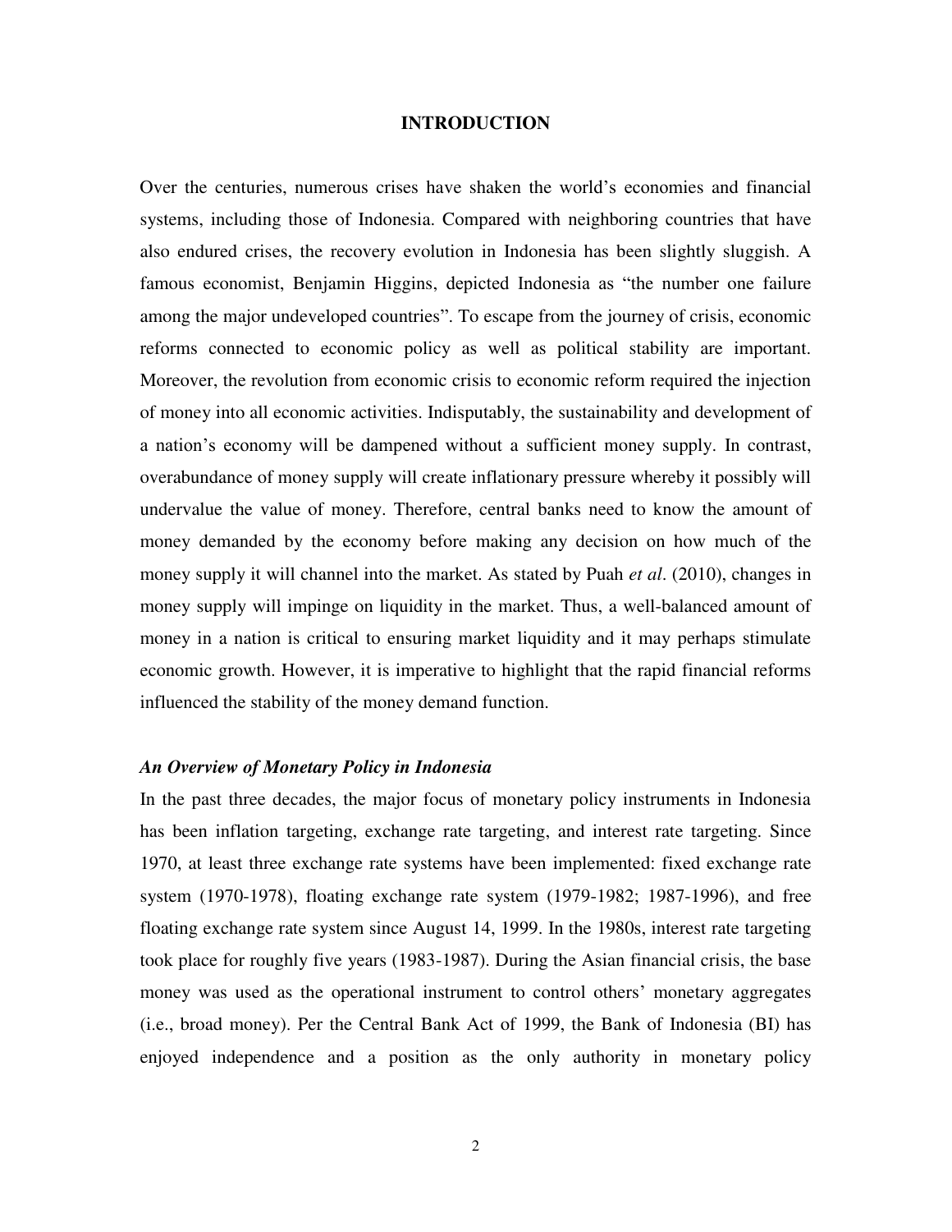# INTRODUCTION

Over the centuries, numerous crises have shaken the world's economies and financial systems, including those of Indonesia. Compared with neighboring countries that have also endured crises, the recovery evolution in Indonesia has been slightly sluggish. A famous economist, Benjamin Higgins, depicted Indonesia as "the number one failure among the major undeveloped countries". To escape from the journey of crisis, economic reforms connected to economic policy as well as political stability are important. Moreover, the revolution from economic crisis to economic reform required the injection of money into all economic activities. Indisputably, the sustainability and development of a nation's economy will be dampened without a sufficient money supply. In contrast, overabundance of money supply will create inflationary pressure whereby it possibly will undervalue the value of money. Therefore, central banks need to know the amount of money demanded by the economy before making any decision on how much of the money supply it will channel into the market. As stated by Puah *et al*. (2010), changes in money supply will impinge on liquidity in the market. Thus, a well-balanced amount of money in a nation is critical to ensuring market liquidity and it may perhaps stimulate economic growth. However, it is imperative to highlight that the rapid financial reforms influenced the stability of the money demand function.

### *An Overview of Monetary Policy in Indonesia*

In the past three decades, the major focus of monetary policy instruments in Indonesia has been inflation targeting, exchange rate targeting, and interest rate targeting. Since 1970, at least three exchange rate systems have been implemented: fixed exchange rate system (1970-1978), floating exchange rate system (1979-1982; 1987-1996), and free floating exchange rate system since August 14, 1999. In the 1980s, interest rate targeting took place for roughly five years (1983-1987). During the Asian financial crisis, the base money was used as the operational instrument to control others' monetary aggregates (i.e., broad money). Per the Central Bank Act of 1999, the Bank of Indonesia (BI) has enjoyed independence and a position as the only authority in monetary policy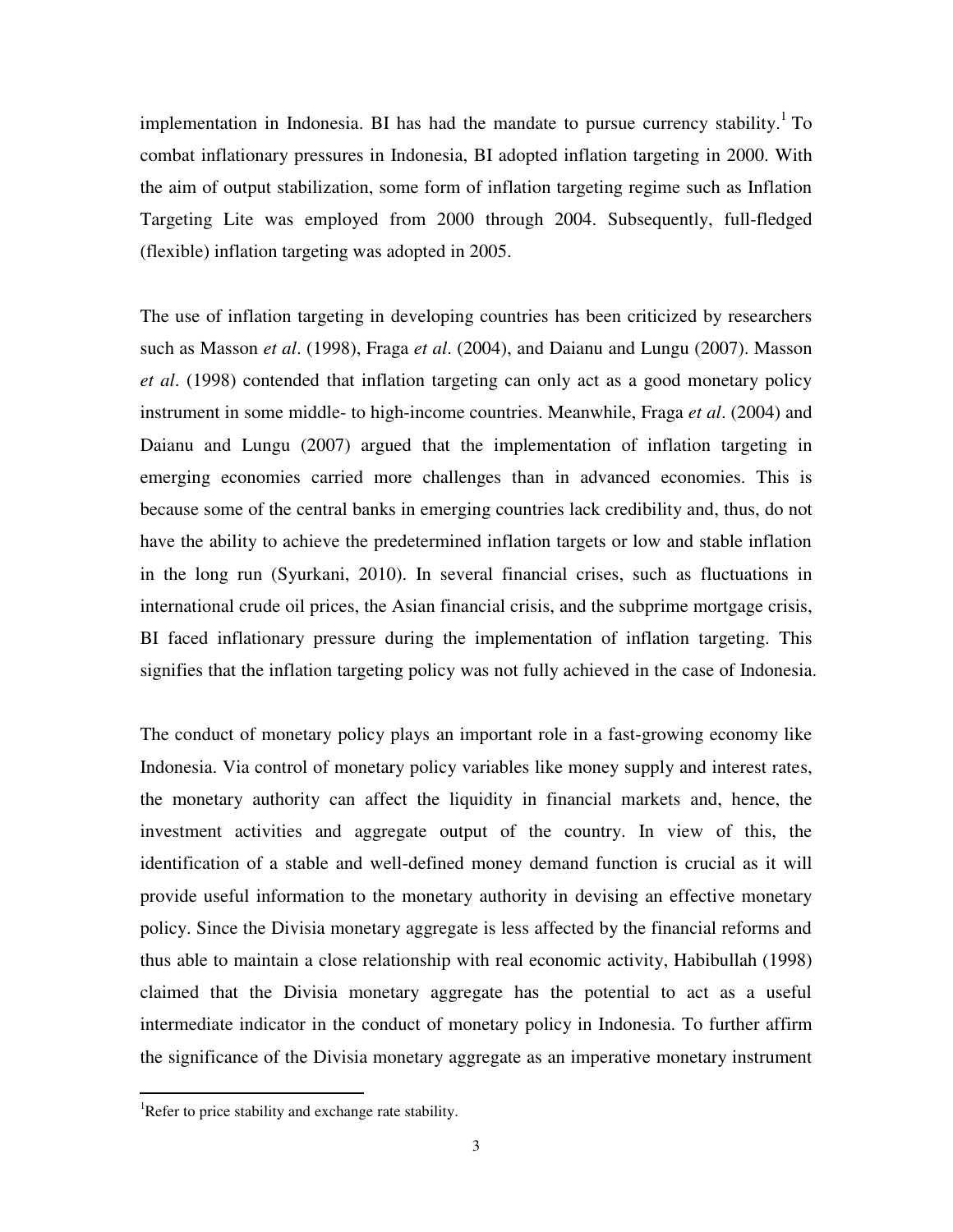implementation in Indonesia. BI has had the mandate to pursue currency stability.[1] To combat inflationary pressures in Indonesia, BI adopted inflation targeting in 2000. With the aim of output stabilization, some form of inflation targeting regime such as Inflation Targeting Lite was employed from 2000 through 2004. Subsequently, full-fledged (flexible) inflation targeting was adopted in 2005.

The use of inflation targeting in developing countries has been criticized by researchers such as Masson *et al*. (1998), Fraga *et al*. (2004), and Daianu and Lungu (2007). Masson *et al*. (1998) contended that inflation targeting can only act as a good monetary policy instrument in some middle- to high-income countries. Meanwhile, Fraga *et al*. (2004) and Daianu and Lungu (2007) argued that the implementation of inflation targeting in emerging economies carried more challenges than in advanced economies. This is because some of the central banks in emerging countries lack credibility and, thus, do not have the ability to achieve the predetermined inflation targets or low and stable inflation in the long run (Syurkani, 2010). In several financial crises, such as fluctuations in international crude oil prices, the Asian financial crisis, and the subprime mortgage crisis, BI faced inflationary pressure during the implementation of inflation targeting. This signifies that the inflation targeting policy was not fully achieved in the case of Indonesia.

The conduct of monetary policy plays an important role in a fast-growing economy like Indonesia. Via control of monetary policy variables like money supply and interest rates, the monetary authority can affect the liquidity in financial markets and, hence, the investment activities and aggregate output of the country. In view of this, the identification of a stable and well-defined money demand function is crucial as it will provide useful information to the monetary authority in devising an effective monetary policy. Since the Divisia monetary aggregate is less affected by the financial reforms and thus able to maintain a close relationship with real economic activity, Habibullah (1998) claimed that the Divisia monetary aggregate has the potential to act as a useful intermediate indicator in the conduct of monetary policy in Indonesia. To further affirm the significance of the Divisia monetary aggregate as an imperative monetary instrument

[1]Refer to price stability and exchange rate stability.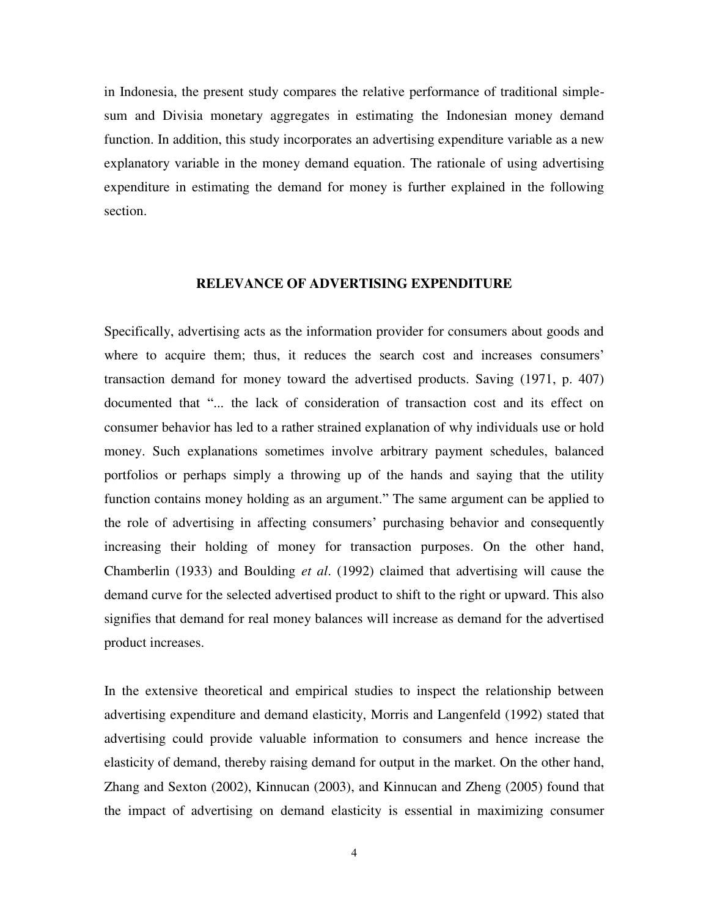in Indonesia, the present study compares the relative performance of traditional simple-sum and Divisia monetary aggregates in estimating the Indonesian money demand function. In addition, this study incorporates an advertising expenditure variable as a new explanatory variable in the money demand equation. The rationale of using advertising expenditure in estimating the demand for money is further explained in the following section.

## RELEVANCE OF ADVERTISING EXPENDITURE

Specifically, advertising acts as the information provider for consumers about goods and where to acquire them; thus, it reduces the search cost and increases consumers' transaction demand for money toward the advertised products. Saving (1971, p. 407) documented that "... the lack of consideration of transaction cost and its effect on consumer behavior has led to a rather strained explanation of why individuals use or hold money. Such explanations sometimes involve arbitrary payment schedules, balanced portfolios or perhaps simply a throwing up of the hands and saying that the utility function contains money holding as an argument." The same argument can be applied to the role of advertising in affecting consumers' purchasing behavior and consequently increasing their holding of money for transaction purposes. On the other hand, Chamberlin (1933) and Boulding *et al*. (1992) claimed that advertising will cause the demand curve for the selected advertised product to shift to the right or upward. This also signifies that demand for real money balances will increase as demand for the advertised product increases.

In the extensive theoretical and empirical studies to inspect the relationship between advertising expenditure and demand elasticity, Morris and Langenfeld (1992) stated that advertising could provide valuable information to consumers and hence increase the elasticity of demand, thereby raising demand for output in the market. On the other hand, Zhang and Sexton (2002), Kinnucan (2003), and Kinnucan and Zheng (2005) found that the impact of advertising on demand elasticity is essential in maximizing consumer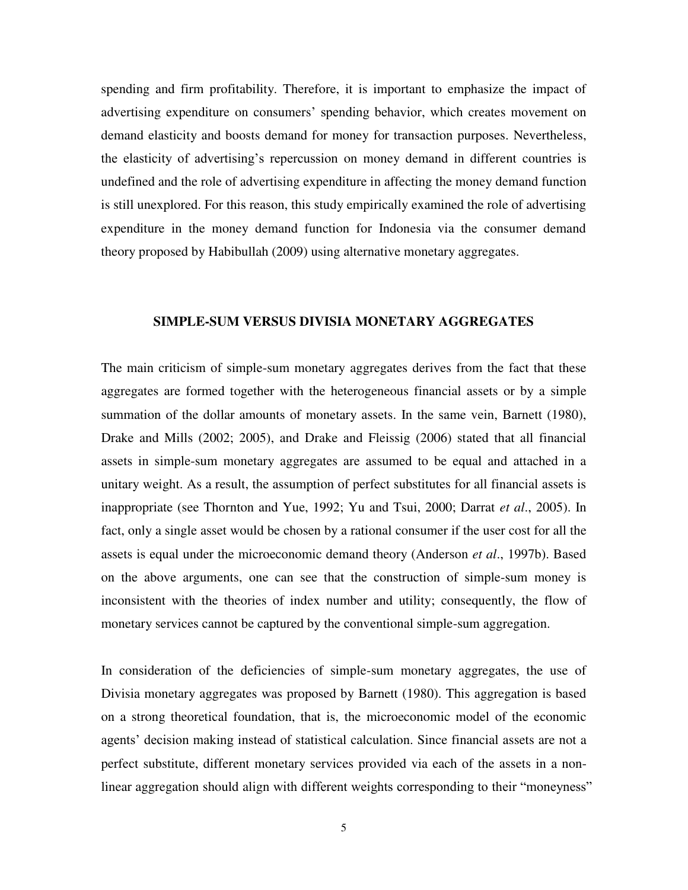spending and firm profitability. Therefore, it is important to emphasize the impact of advertising expenditure on consumers' spending behavior, which creates movement on demand elasticity and boosts demand for money for transaction purposes. Nevertheless, the elasticity of advertising's repercussion on money demand in different countries is undefined and the role of advertising expenditure in affecting the money demand function is still unexplored. For this reason, this study empirically examined the role of advertising expenditure in the money demand function for Indonesia via the consumer demand theory proposed by Habibullah (2009) using alternative monetary aggregates.

## SIMPLE-SUM VERSUS DIVISIA MONETARY AGGREGATES

The main criticism of simple-sum monetary aggregates derives from the fact that these aggregates are formed together with the heterogeneous financial assets or by a simple summation of the dollar amounts of monetary assets. In the same vein, Barnett (1980), Drake and Mills (2002; 2005), and Drake and Fleissig (2006) stated that all financial assets in simple-sum monetary aggregates are assumed to be equal and attached in a unitary weight. As a result, the assumption of perfect substitutes for all financial assets is inappropriate (see Thornton and Yue, 1992; Yu and Tsui, 2000; Darrat *et al*., 2005). In fact, only a single asset would be chosen by a rational consumer if the user cost for all the assets is equal under the microeconomic demand theory (Anderson *et al*., 1997b). Based on the above arguments, one can see that the construction of simple-sum money is inconsistent with the theories of index number and utility; consequently, the flow of monetary services cannot be captured by the conventional simple-sum aggregation.

In consideration of the deficiencies of simple-sum monetary aggregates, the use of Divisia monetary aggregates was proposed by Barnett (1980). This aggregation is based on a strong theoretical foundation, that is, the microeconomic model of the economic agents' decision making instead of statistical calculation. Since financial assets are not a perfect substitute, different monetary services provided via each of the assets in a non-linear aggregation should align with different weights corresponding to their "moneyness"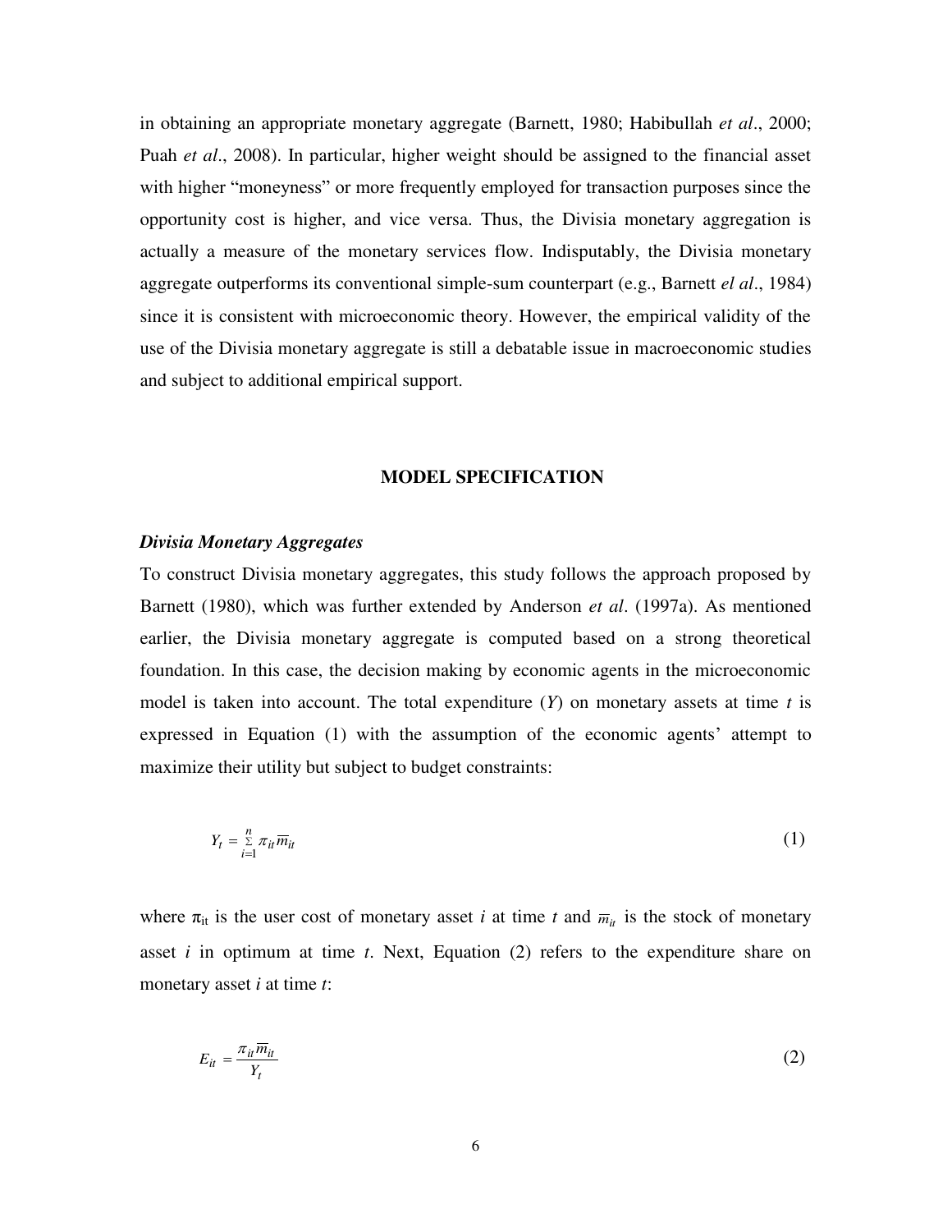in obtaining an appropriate monetary aggregate (Barnett, 1980; Habibullah *et al*., 2000; Puah *et al*., 2008). In particular, higher weight should be assigned to the financial asset with higher "moneyness" or more frequently employed for transaction purposes since the opportunity cost is higher, and vice versa. Thus, the Divisia monetary aggregation is actually a measure of the monetary services flow. Indisputably, the Divisia monetary aggregate outperforms its conventional simple-sum counterpart (e.g., Barnett *el al*., 1984) since it is consistent with microeconomic theory. However, the empirical validity of the use of the Divisia monetary aggregate is still a debatable issue in macroeconomic studies and subject to additional empirical support.

## MODEL SPECIFICATION

### *Divisia Monetary Aggregates*

To construct Divisia monetary aggregates, this study follows the approach proposed by Barnett (1980), which was further extended by Anderson *et al*. (1997a). As mentioned earlier, the Divisia monetary aggregate is computed based on a strong theoretical foundation. In this case, the decision making by economic agents in the microeconomic model is taken into account. The total expenditure ($Y$) on monetary assets at time $t$ is expressed in Equation (1) with the assumption of the economic agents' attempt to maximize their utility but subject to budget constraints:

$$Y_t = \sum_{i=1}^{n} \pi_{it} \overline{m}_{it} \tag{1}$$

where $\pi_{it}$ is the user cost of monetary asset $i$ at time $t$ and $\overline{m}_{it}$ is the stock of monetary asset $i$ in optimum at time $t$. Next, Equation (2) refers to the expenditure share on monetary asset $i$ at time $t$:

$$E_{it} = \frac{\pi_{it} \overline{m}_{it}}{Y_t} \tag{2}$$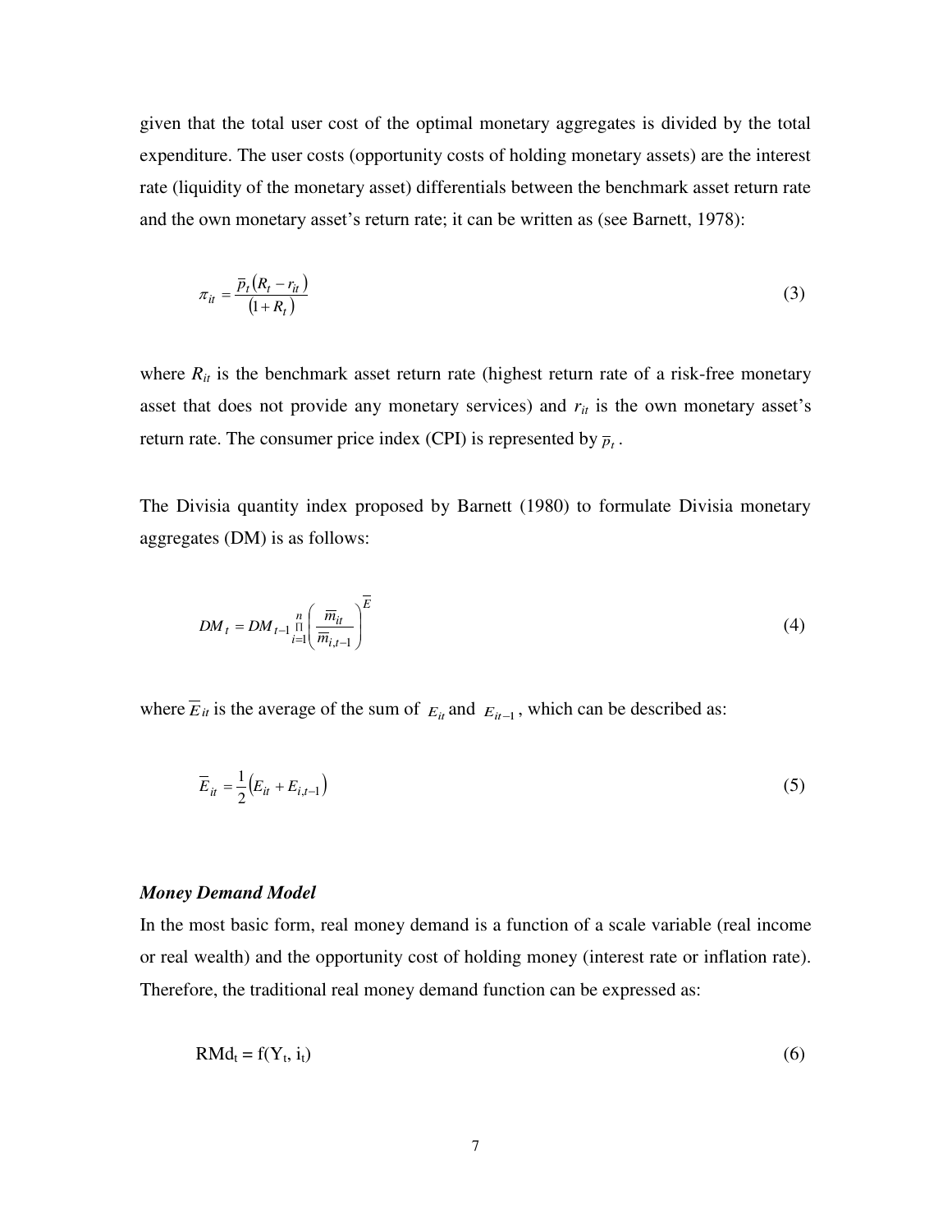given that the total user cost of the optimal monetary aggregates is divided by the total expenditure. The user costs (opportunity costs of holding monetary assets) are the interest rate (liquidity of the monetary asset) differentials between the benchmark asset return rate and the own monetary asset's return rate; it can be written as (see Barnett, 1978):

$$\pi_{it} = \frac{\overline{p}_t\left(R_t - r_{it}\right)}{\left(1 + R_t\right)} \tag{3}$$

where $R_{it}$ is the benchmark asset return rate (highest return rate of a risk-free monetary asset that does not provide any monetary services) and $r_{it}$ is the own monetary asset's return rate. The consumer price index (CPI) is represented by $\overline{p}_t$.

The Divisia quantity index proposed by Barnett (1980) to formulate Divisia monetary aggregates (DM) is as follows:

$$DM_t = DM_{t-1} \prod_{i=1}^{n} \left( \frac{\overline{m}_{it}}{\overline{m}_{i,t-1}} \right)^{\overline{E}} \tag{4}$$

where $\overline{E}_{it}$ is the average of the sum of $E_{it}$ and $E_{it-1}$, which can be described as:

$$\overline{E}_{it} = \frac{1}{2}\left(E_{it} + E_{i,t-1}\right) \tag{5}$$

***Money Demand Model***

In the most basic form, real money demand is a function of a scale variable (real income or real wealth) and the opportunity cost of holding money (interest rate or inflation rate). Therefore, the traditional real money demand function can be expressed as:

$$RMd_t = f(Y_t, i_t) \tag{6}$$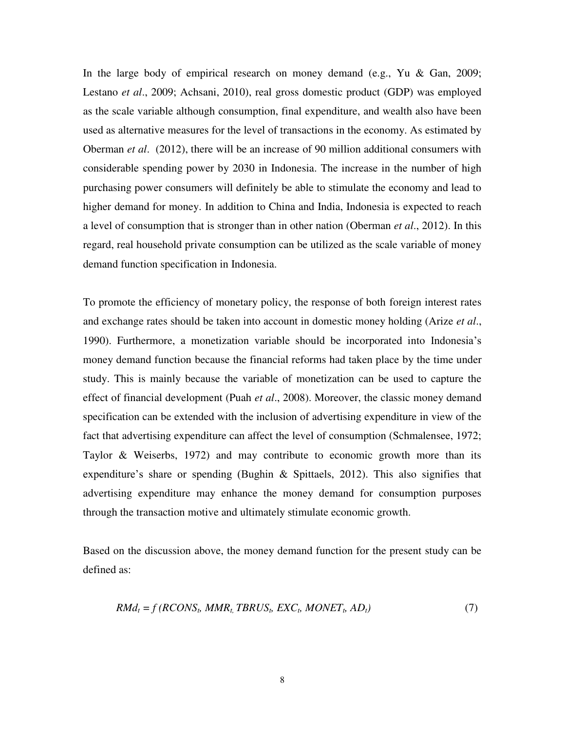In the large body of empirical research on money demand (e.g., Yu & Gan, 2009; Lestano *et al*., 2009; Achsani, 2010), real gross domestic product (GDP) was employed as the scale variable although consumption, final expenditure, and wealth also have been used as alternative measures for the level of transactions in the economy. As estimated by Oberman *et al*. (2012), there will be an increase of 90 million additional consumers with considerable spending power by 2030 in Indonesia. The increase in the number of high purchasing power consumers will definitely be able to stimulate the economy and lead to higher demand for money. In addition to China and India, Indonesia is expected to reach a level of consumption that is stronger than in other nation (Oberman *et al*., 2012). In this regard, real household private consumption can be utilized as the scale variable of money demand function specification in Indonesia.

To promote the efficiency of monetary policy, the response of both foreign interest rates and exchange rates should be taken into account in domestic money holding (Arize *et al*., 1990). Furthermore, a monetization variable should be incorporated into Indonesia's money demand function because the financial reforms had taken place by the time under study. This is mainly because the variable of monetization can be used to capture the effect of financial development (Puah *et al*., 2008). Moreover, the classic money demand specification can be extended with the inclusion of advertising expenditure in view of the fact that advertising expenditure can affect the level of consumption (Schmalensee, 1972; Taylor & Weiserbs, 1972) and may contribute to economic growth more than its expenditure's share or spending (Bughin & Spittaels, 2012). This also signifies that advertising expenditure may enhance the money demand for consumption purposes through the transaction motive and ultimately stimulate economic growth.

Based on the discussion above, the money demand function for the present study can be defined as:

$$RMd_t = f\,(RCONS_t, MMR_t, TBRUS_t, EXC_t, MONET_t, AD_t) \tag{7}$$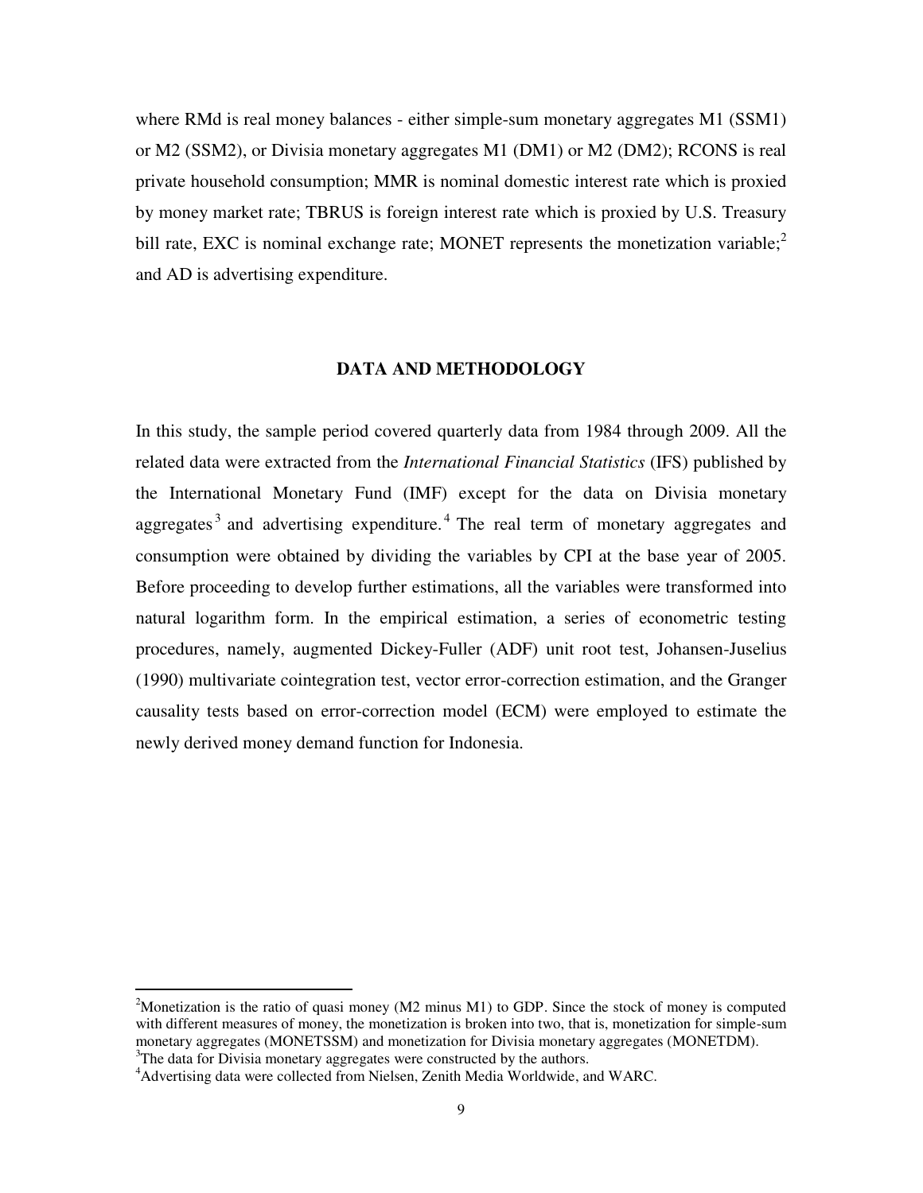where RMd is real money balances - either simple-sum monetary aggregates M1 (SSM1) or M2 (SSM2), or Divisia monetary aggregates M1 (DM1) or M2 (DM2); RCONS is real private household consumption; MMR is nominal domestic interest rate which is proxied by money market rate; TBRUS is foreign interest rate which is proxied by U.S. Treasury bill rate, EXC is nominal exchange rate; MONET represents the monetization variable;[2] and AD is advertising expenditure.

## DATA AND METHODOLOGY

In this study, the sample period covered quarterly data from 1984 through 2009. All the related data were extracted from the *International Financial Statistics* (IFS) published by the International Monetary Fund (IMF) except for the data on Divisia monetary aggregates[3] and advertising expenditure.[4] The real term of monetary aggregates and consumption were obtained by dividing the variables by CPI at the base year of 2005. Before proceeding to develop further estimations, all the variables were transformed into natural logarithm form. In the empirical estimation, a series of econometric testing procedures, namely, augmented Dickey-Fuller (ADF) unit root test, Johansen-Juselius (1990) multivariate cointegration test, vector error-correction estimation, and the Granger causality tests based on error-correction model (ECM) were employed to estimate the newly derived money demand function for Indonesia.

---

[2]Monetization is the ratio of quasi money (M2 minus M1) to GDP. Since the stock of money is computed with different measures of money, the monetization is broken into two, that is, monetization for simple-sum monetary aggregates (MONETSSM) and monetization for Divisia monetary aggregates (MONETDM).

[3]The data for Divisia monetary aggregates were constructed by the authors.

[4]Advertising data were collected from Nielsen, Zenith Media Worldwide, and WARC.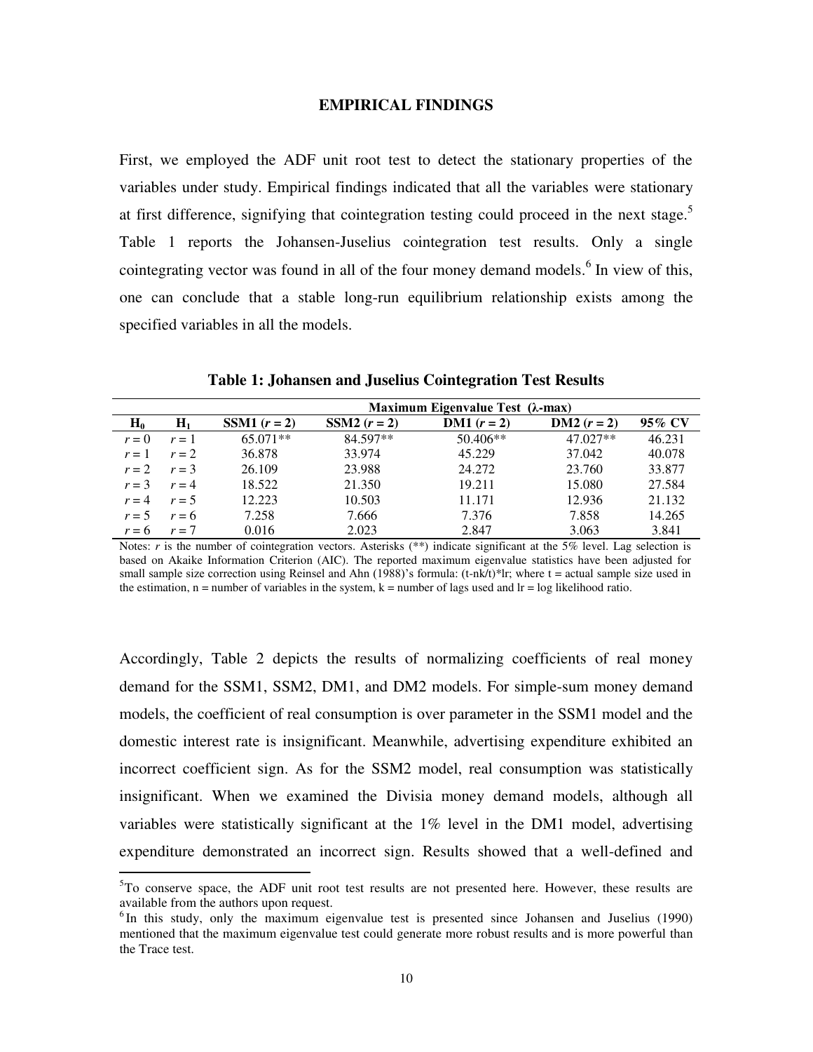## EMPIRICAL FINDINGS

First, we employed the ADF unit root test to detect the stationary properties of the variables under study. Empirical findings indicated that all the variables were stationary at first difference, signifying that cointegration testing could proceed in the next stage.[5] Table 1 reports the Johansen-Juselius cointegration test results. Only a single cointegrating vector was found in all of the four money demand models.[6] In view of this, one can conclude that a stable long-run equilibrium relationship exists among the specified variables in all the models.

**Table 1: Johansen and Juselius Cointegration Test Results**

| | | Maximum Eigenvalue Test (λ-max) | | | | |
|---|---|---|---|---|---|---|
| $H_0$ | $H_1$ | SSM1 ($r = 2$) | SSM2 ($r = 2$) | DM1 ($r = 2$) | DM2 ($r = 2$) | 95% CV |
| $r = 0$ | $r = 1$ | 65.071** | 84.597** | 50.406** | 47.027** | 46.231 |
| $r = 1$ | $r = 2$ | 36.878 | 33.974 | 45.229 | 37.042 | 40.078 |
| $r = 2$ | $r = 3$ | 26.109 | 23.988 | 24.272 | 23.760 | 33.877 |
| $r = 3$ | $r = 4$ | 18.522 | 21.350 | 19.211 | 15.080 | 27.584 |
| $r = 4$ | $r = 5$ | 12.223 | 10.503 | 11.171 | 12.936 | 21.132 |
| $r = 5$ | $r = 6$ | 7.258 | 7.666 | 7.376 | 7.858 | 14.265 |
| $r = 6$ | $r = 7$ | 0.016 | 2.023 | 2.847 | 3.063 | 3.841 |

Notes: $r$ is the number of cointegration vectors. Asterisks (**) indicate significant at the 5% level. Lag selection is based on Akaike Information Criterion (AIC). The reported maximum eigenvalue statistics have been adjusted for small sample size correction using Reinsel and Ahn (1988)'s formula: (t-nk/t)*lr; where t = actual sample size used in the estimation, n = number of variables in the system, k = number of lags used and lr = log likelihood ratio.

Accordingly, Table 2 depicts the results of normalizing coefficients of real money demand for the SSM1, SSM2, DM1, and DM2 models. For simple-sum money demand models, the coefficient of real consumption is over parameter in the SSM1 model and the domestic interest rate is insignificant. Meanwhile, advertising expenditure exhibited an incorrect coefficient sign. As for the SSM2 model, real consumption was statistically insignificant. When we examined the Divisia money demand models, although all variables were statistically significant at the 1% level in the DM1 model, advertising expenditure demonstrated an incorrect sign. Results showed that a well-defined and

[5] To conserve space, the ADF unit root test results are not presented here. However, these results are available from the authors upon request.

[6] In this study, only the maximum eigenvalue test is presented since Johansen and Juselius (1990) mentioned that the maximum eigenvalue test could generate more robust results and is more powerful than the Trace test.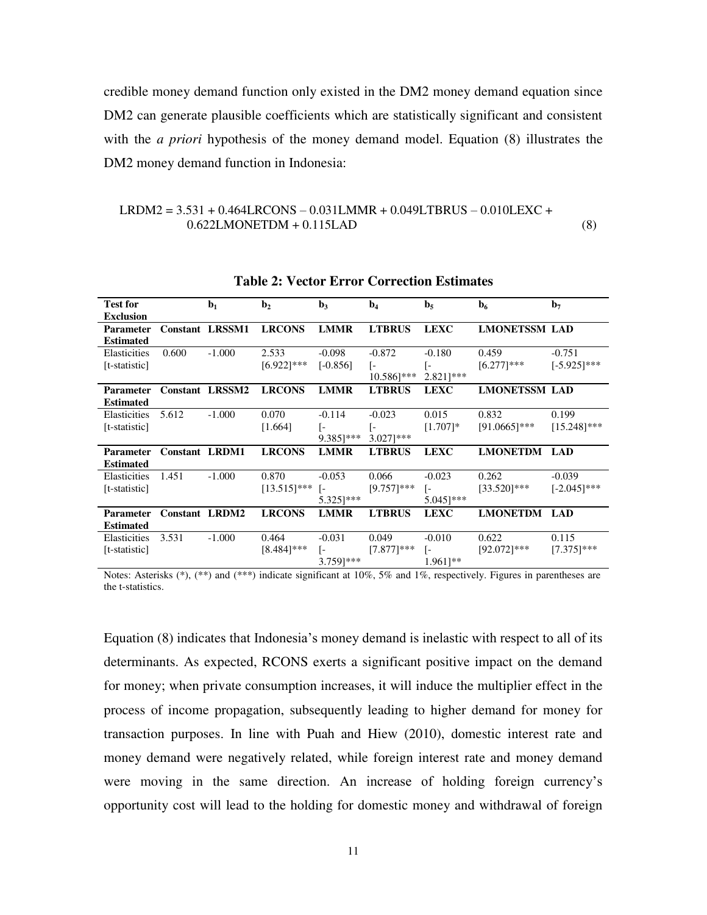credible money demand function only existed in the DM2 money demand equation since DM2 can generate plausible coefficients which are statistically significant and consistent with the *a priori* hypothesis of the money demand model. Equation (8) illustrates the DM2 money demand function in Indonesia:

$$\text{LRDM2} = 3.531 + 0.464\text{LRCONS} - 0.031\text{LMMR} + 0.049\text{LTBRUS} - 0.010\text{LEXC} + 0.622\text{LMONETDM} + 0.115\text{LAD} \quad (8)$$

**Table 2: Vector Error Correction Estimates**

| **Test for Exclusion** | | $b_1$ | $b_2$ | $b_3$ | $b_4$ | $b_5$ | $b_6$ | $b_7$ |
|---|---|---|---|---|---|---|---|---|
| **Parameter Estimated** | **Constant** | **LRSSM1** | **LRCONS** | **LMMR** | **LTBRUS** | **LEXC** | **LMONETSSM** | **LAD** |
| Elasticities [t-statistic] | 0.600 | -1.000 | 2.533 [6.922]*** | -0.098 [-0.856] | -0.872 [-10.586]*** | -0.180 [-2.821]*** | 0.459 [6.277]*** | -0.751 [-5.925]*** |
| **Parameter Estimated** | **Constant** | **LRSSM2** | **LRCONS** | **LMMR** | **LTBRUS** | **LEXC** | **LMONETSSM** | **LAD** |
| Elasticities [t-statistic] | 5.612 | -1.000 | 0.070 [1.664] | -0.114 [-9.385]*** | -0.023 [-3.027]*** | 0.015 [1.707]* | 0.832 [91.0665]*** | 0.199 [15.248]*** |
| **Parameter Estimated** | **Constant** | **LRDM1** | **LRCONS** | **LMMR** | **LTBRUS** | **LEXC** | **LMONETDM** | **LAD** |
| Elasticities [t-statistic] | 1.451 | -1.000 | 0.870 [13.515]*** | -0.053 [-5.325]*** | 0.066 [9.757]*** | -0.023 [-5.045]*** | 0.262 [33.520]*** | -0.039 [-2.045]*** |
| **Parameter Estimated** | **Constant** | **LRDM2** | **LRCONS** | **LMMR** | **LTBRUS** | **LEXC** | **LMONETDM** | **LAD** |
| Elasticities [t-statistic] | 3.531 | -1.000 | 0.464 [8.484]*** | -0.031 [-3.759]*** | 0.049 [7.877]*** | -0.010 [-1.961]** | 0.622 [92.072]*** | 0.115 [7.375]*** |

Notes: Asterisks (*), (**) and (***) indicate significant at 10%, 5% and 1%, respectively. Figures in parentheses are the t-statistics.

Equation (8) indicates that Indonesia's money demand is inelastic with respect to all of its determinants. As expected, RCONS exerts a significant positive impact on the demand for money; when private consumption increases, it will induce the multiplier effect in the process of income propagation, subsequently leading to higher demand for money for transaction purposes. In line with Puah and Hiew (2010), domestic interest rate and money demand were negatively related, while foreign interest rate and money demand were moving in the same direction. An increase of holding foreign currency's opportunity cost will lead to the holding for domestic money and withdrawal of foreign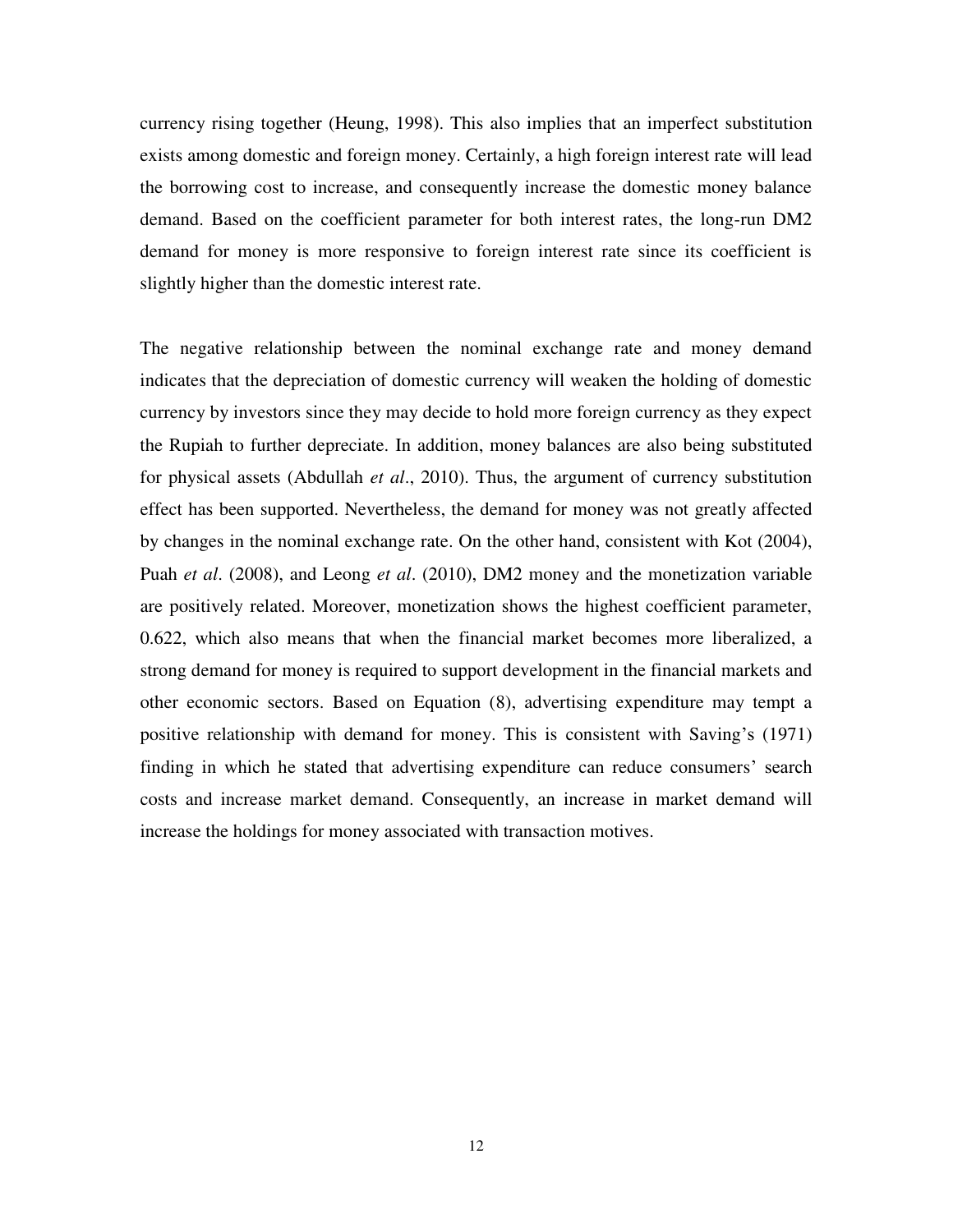currency rising together (Heung, 1998). This also implies that an imperfect substitution exists among domestic and foreign money. Certainly, a high foreign interest rate will lead the borrowing cost to increase, and consequently increase the domestic money balance demand. Based on the coefficient parameter for both interest rates, the long-run DM2 demand for money is more responsive to foreign interest rate since its coefficient is slightly higher than the domestic interest rate.

The negative relationship between the nominal exchange rate and money demand indicates that the depreciation of domestic currency will weaken the holding of domestic currency by investors since they may decide to hold more foreign currency as they expect the Rupiah to further depreciate. In addition, money balances are also being substituted for physical assets (Abdullah *et al*., 2010). Thus, the argument of currency substitution effect has been supported. Nevertheless, the demand for money was not greatly affected by changes in the nominal exchange rate. On the other hand, consistent with Kot (2004), Puah *et al*. (2008), and Leong *et al*. (2010), DM2 money and the monetization variable are positively related. Moreover, monetization shows the highest coefficient parameter, 0.622, which also means that when the financial market becomes more liberalized, a strong demand for money is required to support development in the financial markets and other economic sectors. Based on Equation (8), advertising expenditure may tempt a positive relationship with demand for money. This is consistent with Saving's (1971) finding in which he stated that advertising expenditure can reduce consumers' search costs and increase market demand. Consequently, an increase in market demand will increase the holdings for money associated with transaction motives.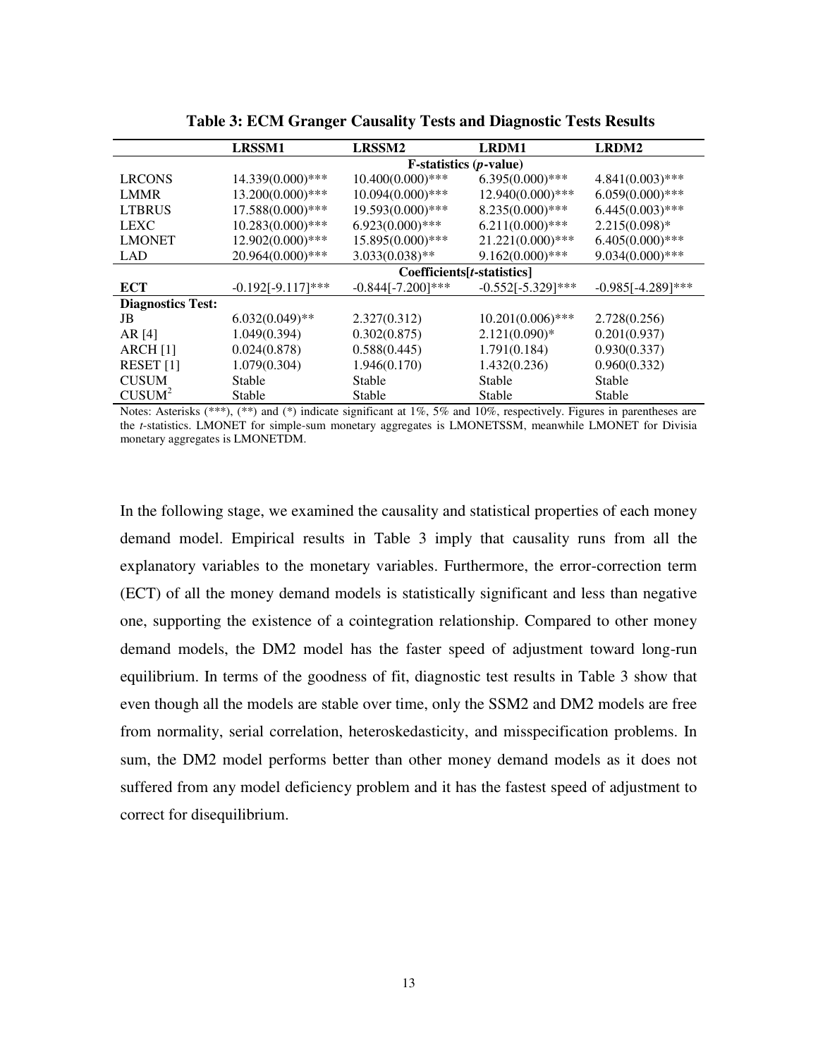**Table 3: ECM Granger Causality Tests and Diagnostic Tests Results**

| | LRSSM1 | LRSSM2 | LRDM1 | LRDM2 |
|---|---|---|---|---|
| | **F-statistics (*p*-value)** | | | |
| LRCONS | 14.339(0.000)*** | 10.400(0.000)*** | 6.395(0.000)*** | 4.841(0.003)*** |
| LMMR | 13.200(0.000)*** | 10.094(0.000)*** | 12.940(0.000)*** | 6.059(0.000)*** |
| LTBRUS | 17.588(0.000)*** | 19.593(0.000)*** | 8.235(0.000)*** | 6.445(0.003)*** |
| LEXC | 10.283(0.000)*** | 6.923(0.000)*** | 6.211(0.000)*** | 2.215(0.098)* |
| LMONET | 12.902(0.000)*** | 15.895(0.000)*** | 21.221(0.000)*** | 6.405(0.000)*** |
| LAD | 20.964(0.000)*** | 3.033(0.038)** | 9.162(0.000)*** | 9.034(0.000)*** |
| | **Coefficients[*t*-statistics]** | | | |
| **ECT** | -0.192[-9.117]*** | -0.844[-7.200]*** | -0.552[-5.329]*** | -0.985[-4.289]*** |
| **Diagnostics Test:** | | | | |
| JB | 6.032(0.049)** | 2.327(0.312) | 10.201(0.006)*** | 2.728(0.256) |
| AR [4] | 1.049(0.394) | 0.302(0.875) | 2.121(0.090)* | 0.201(0.937) |
| ARCH [1] | 0.024(0.878) | 0.588(0.445) | 1.791(0.184) | 0.930(0.337) |
| RESET [1] | 1.079(0.304) | 1.946(0.170) | 1.432(0.236) | 0.960(0.332) |
| CUSUM | Stable | Stable | Stable | Stable |
| $CUSUM^2$ | Stable | Stable | Stable | Stable |

Notes: Asterisks (***), (**) and (*) indicate significant at 1%, 5% and 10%, respectively. Figures in parentheses are the *t*-statistics. LMONET for simple-sum monetary aggregates is LMONETSSM, meanwhile LMONET for Divisia monetary aggregates is LMONETDM.

In the following stage, we examined the causality and statistical properties of each money demand model. Empirical results in Table 3 imply that causality runs from all the explanatory variables to the monetary variables. Furthermore, the error-correction term (ECT) of all the money demand models is statistically significant and less than negative one, supporting the existence of a cointegration relationship. Compared to other money demand models, the DM2 model has the faster speed of adjustment toward long-run equilibrium. In terms of the goodness of fit, diagnostic test results in Table 3 show that even though all the models are stable over time, only the SSM2 and DM2 models are free from normality, serial correlation, heteroskedasticity, and misspecification problems. In sum, the DM2 model performs better than other money demand models as it does not suffered from any model deficiency problem and it has the fastest speed of adjustment to correct for disequilibrium.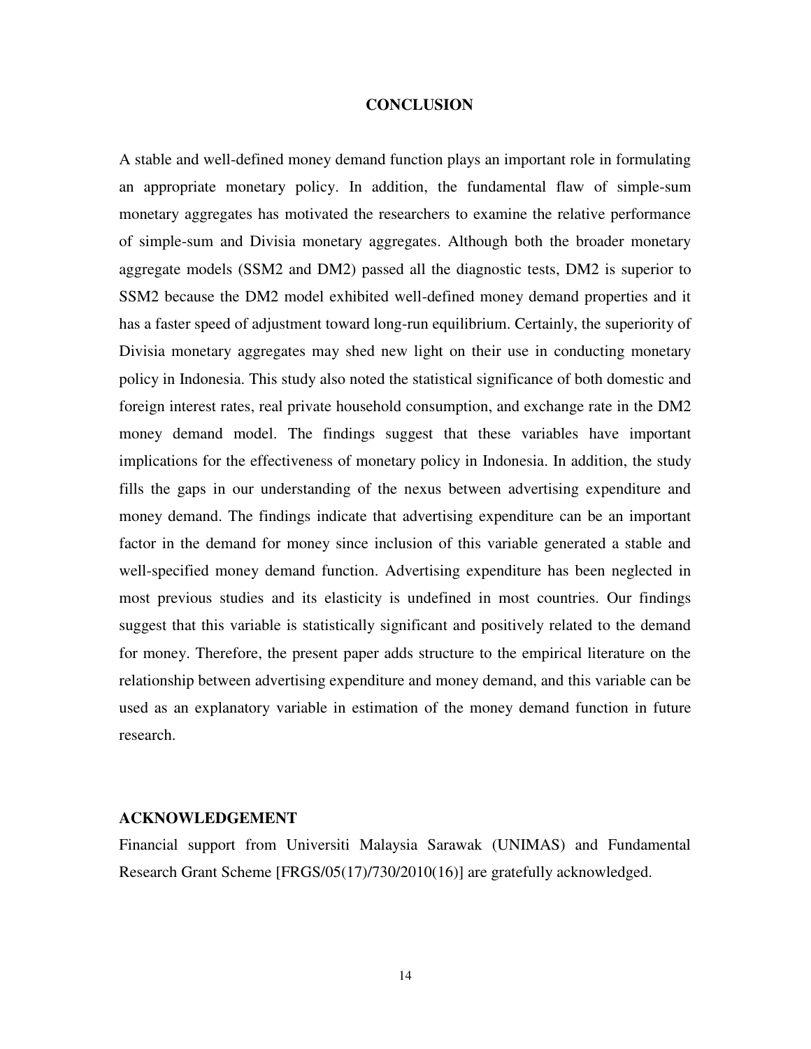## CONCLUSION

A stable and well-defined money demand function plays an important role in formulating an appropriate monetary policy. In addition, the fundamental flaw of simple-sum monetary aggregates has motivated the researchers to examine the relative performance of simple-sum and Divisia monetary aggregates. Although both the broader monetary aggregate models (SSM2 and DM2) passed all the diagnostic tests, DM2 is superior to SSM2 because the DM2 model exhibited well-defined money demand properties and it has a faster speed of adjustment toward long-run equilibrium. Certainly, the superiority of Divisia monetary aggregates may shed new light on their use in conducting monetary policy in Indonesia. This study also noted the statistical significance of both domestic and foreign interest rates, real private household consumption, and exchange rate in the DM2 money demand model. The findings suggest that these variables have important implications for the effectiveness of monetary policy in Indonesia. In addition, the study fills the gaps in our understanding of the nexus between advertising expenditure and money demand. The findings indicate that advertising expenditure can be an important factor in the demand for money since inclusion of this variable generated a stable and well-specified money demand function. Advertising expenditure has been neglected in most previous studies and its elasticity is undefined in most countries. Our findings suggest that this variable is statistically significant and positively related to the demand for money. Therefore, the present paper adds structure to the empirical literature on the relationship between advertising expenditure and money demand, and this variable can be used as an explanatory variable in estimation of the money demand function in future research.

## ACKNOWLEDGEMENT

Financial support from Universiti Malaysia Sarawak (UNIMAS) and Fundamental Research Grant Scheme [FRGS/05(17)/730/2010(16)] are gratefully acknowledged.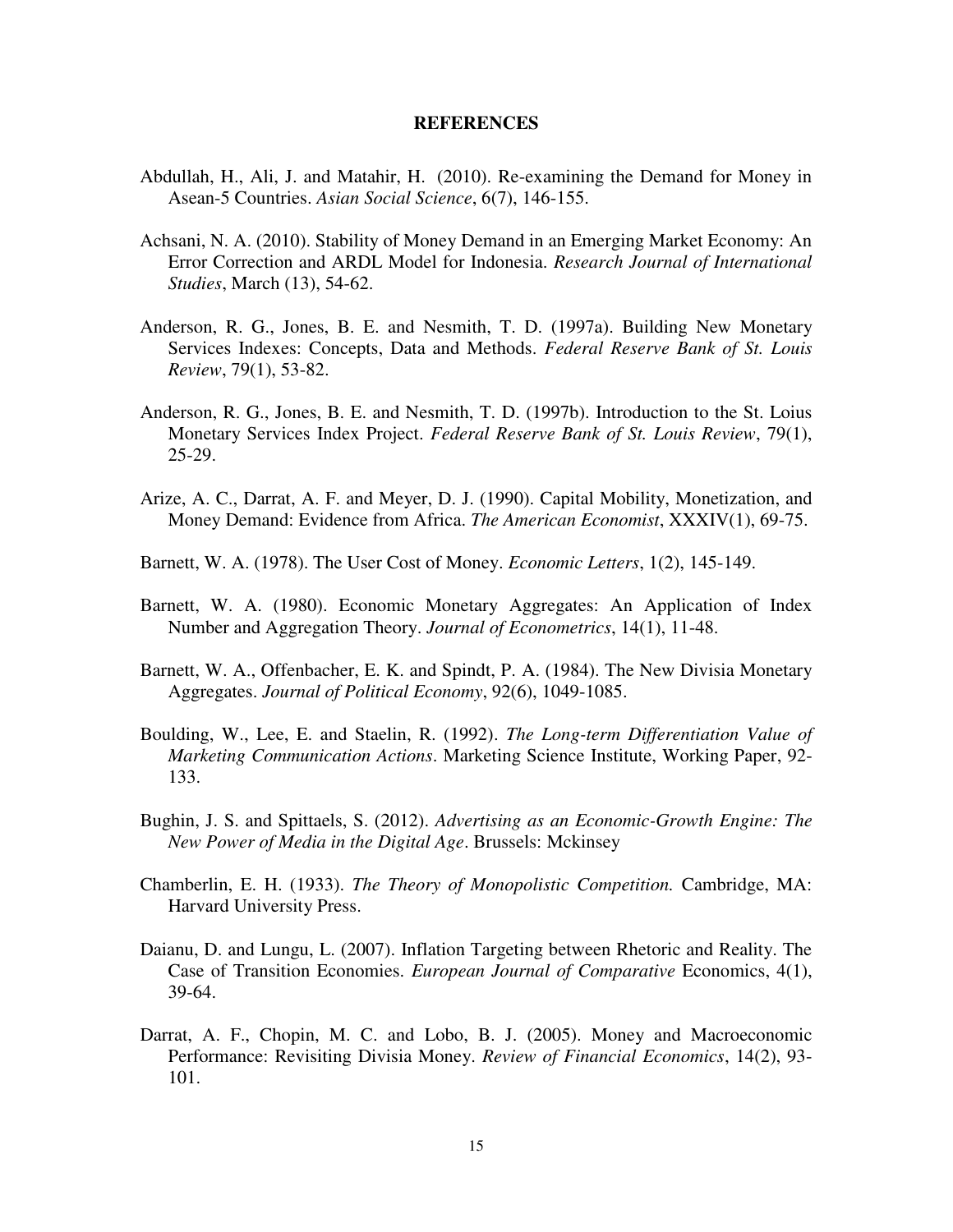## REFERENCES

Abdullah, H., Ali, J. and Matahir, H. (2010). Re-examining the Demand for Money in Asean-5 Countries. *Asian Social Science*, 6(7), 146-155.

Achsani, N. A. (2010). Stability of Money Demand in an Emerging Market Economy: An Error Correction and ARDL Model for Indonesia. *Research Journal of International Studies*, March (13), 54-62.

Anderson, R. G., Jones, B. E. and Nesmith, T. D. (1997a). Building New Monetary Services Indexes: Concepts, Data and Methods. *Federal Reserve Bank of St. Louis Review*, 79(1), 53-82.

Anderson, R. G., Jones, B. E. and Nesmith, T. D. (1997b). Introduction to the St. Loius Monetary Services Index Project. *Federal Reserve Bank of St. Louis Review*, 79(1), 25-29.

Arize, A. C., Darrat, A. F. and Meyer, D. J. (1990). Capital Mobility, Monetization, and Money Demand: Evidence from Africa. *The American Economist*, XXXIV(1), 69-75.

Barnett, W. A. (1978). The User Cost of Money. *Economic Letters*, 1(2), 145-149.

Barnett, W. A. (1980). Economic Monetary Aggregates: An Application of Index Number and Aggregation Theory. *Journal of Econometrics*, 14(1), 11-48.

Barnett, W. A., Offenbacher, E. K. and Spindt, P. A. (1984). The New Divisia Monetary Aggregates. *Journal of Political Economy*, 92(6), 1049-1085.

Boulding, W., Lee, E. and Staelin, R. (1992). *The Long-term Differentiation Value of Marketing Communication Actions*. Marketing Science Institute, Working Paper, 92-133.

Bughin, J. S. and Spittaels, S. (2012). *Advertising as an Economic-Growth Engine: The New Power of Media in the Digital Age*. Brussels: Mckinsey

Chamberlin, E. H. (1933). *The Theory of Monopolistic Competition.* Cambridge, MA: Harvard University Press.

Daianu, D. and Lungu, L. (2007). Inflation Targeting between Rhetoric and Reality. The Case of Transition Economies. *European Journal of Comparative* Economics, 4(1), 39-64.

Darrat, A. F., Chopin, M. C. and Lobo, B. J. (2005). Money and Macroeconomic Performance: Revisiting Divisia Money. *Review of Financial Economics*, 14(2), 93-101.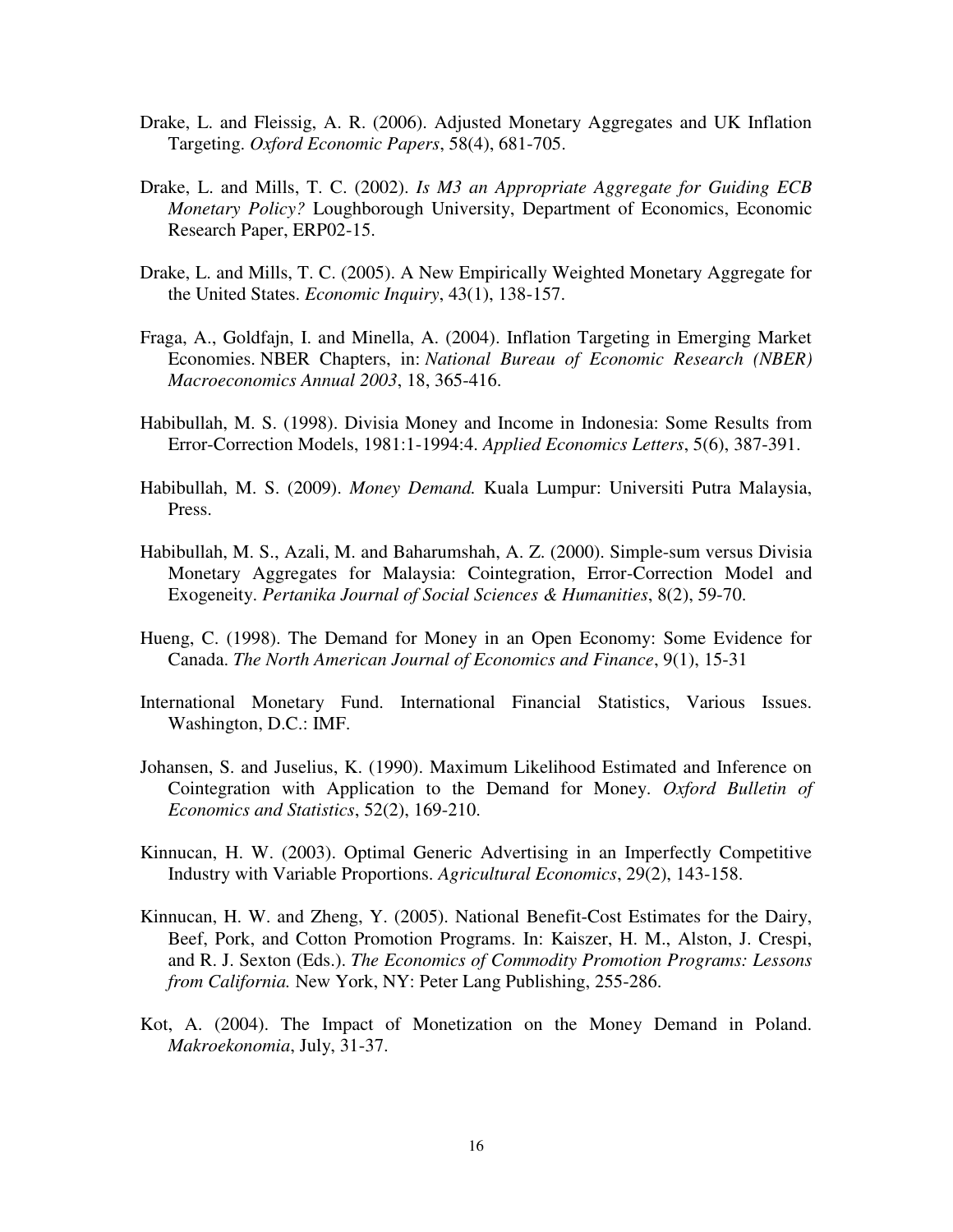Drake, L. and Fleissig, A. R. (2006). Adjusted Monetary Aggregates and UK Inflation Targeting. *Oxford Economic Papers*, 58(4), 681-705.

Drake, L. and Mills, T. C. (2002). *Is M3 an Appropriate Aggregate for Guiding ECB Monetary Policy?* Loughborough University, Department of Economics, Economic Research Paper, ERP02-15.

Drake, L. and Mills, T. C. (2005). A New Empirically Weighted Monetary Aggregate for the United States. *Economic Inquiry*, 43(1), 138-157.

Fraga, A., Goldfajn, I. and Minella, A. (2004). Inflation Targeting in Emerging Market Economies. NBER Chapters, in: *National Bureau of Economic Research (NBER) Macroeconomics Annual 2003*, 18, 365-416.

Habibullah, M. S. (1998). Divisia Money and Income in Indonesia: Some Results from Error-Correction Models, 1981:1-1994:4. *Applied Economics Letters*, 5(6), 387-391.

Habibullah, M. S. (2009). *Money Demand.* Kuala Lumpur: Universiti Putra Malaysia, Press.

Habibullah, M. S., Azali, M. and Baharumshah, A. Z. (2000). Simple-sum versus Divisia Monetary Aggregates for Malaysia: Cointegration, Error-Correction Model and Exogeneity. *Pertanika Journal of Social Sciences & Humanities*, 8(2), 59-70.

Hueng, C. (1998). The Demand for Money in an Open Economy: Some Evidence for Canada. *The North American Journal of Economics and Finance*, 9(1), 15-31

International Monetary Fund. International Financial Statistics, Various Issues. Washington, D.C.: IMF.

Johansen, S. and Juselius, K. (1990). Maximum Likelihood Estimated and Inference on Cointegration with Application to the Demand for Money. *Oxford Bulletin of Economics and Statistics*, 52(2), 169-210.

Kinnucan, H. W. (2003). Optimal Generic Advertising in an Imperfectly Competitive Industry with Variable Proportions. *Agricultural Economics*, 29(2), 143-158.

Kinnucan, H. W. and Zheng, Y. (2005). National Benefit-Cost Estimates for the Dairy, Beef, Pork, and Cotton Promotion Programs. In: Kaiszer, H. M., Alston, J. Crespi, and R. J. Sexton (Eds.). *The Economics of Commodity Promotion Programs: Lessons from California.* New York, NY: Peter Lang Publishing, 255-286.

Kot, A. (2004). The Impact of Monetization on the Money Demand in Poland. *Makroekonomia*, July, 31-37.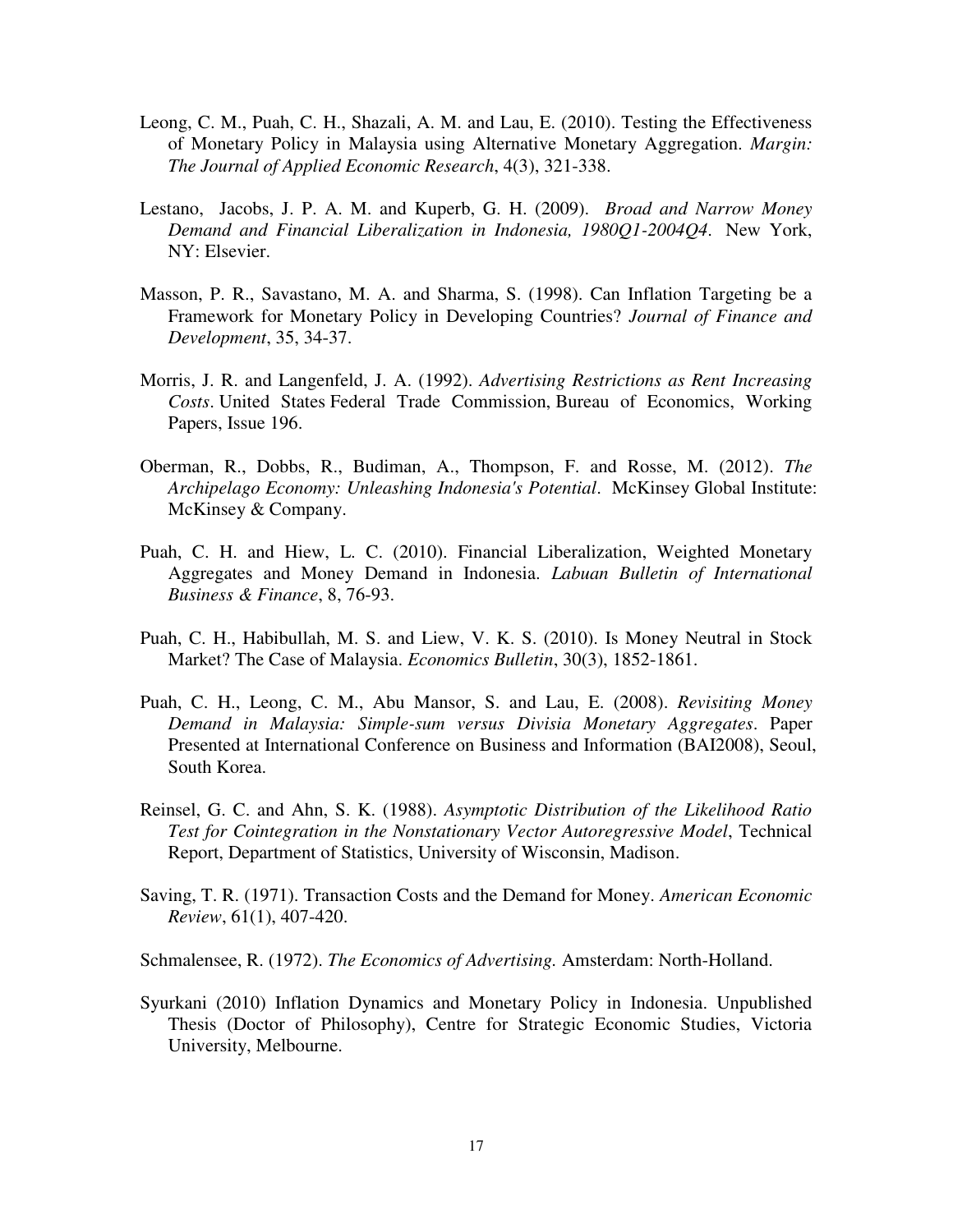Leong, C. M., Puah, C. H., Shazali, A. M. and Lau, E. (2010). Testing the Effectiveness of Monetary Policy in Malaysia using Alternative Monetary Aggregation. *Margin: The Journal of Applied Economic Research*, 4(3), 321-338.

Lestano, Jacobs, J. P. A. M. and Kuperb, G. H. (2009). *Broad and Narrow Money Demand and Financial Liberalization in Indonesia, 1980Q1-2004Q4*. New York, NY: Elsevier.

Masson, P. R., Savastano, M. A. and Sharma, S. (1998). Can Inflation Targeting be a Framework for Monetary Policy in Developing Countries? *Journal of Finance and Development*, 35, 34-37.

Morris, J. R. and Langenfeld, J. A. (1992). *Advertising Restrictions as Rent Increasing Costs*. United States Federal Trade Commission, Bureau of Economics, Working Papers, Issue 196.

Oberman, R., Dobbs, R., Budiman, A., Thompson, F. and Rosse, M. (2012). *The Archipelago Economy: Unleashing Indonesia's Potential*. McKinsey Global Institute: McKinsey & Company.

Puah, C. H. and Hiew, L. C. (2010). Financial Liberalization, Weighted Monetary Aggregates and Money Demand in Indonesia. *Labuan Bulletin of International Business & Finance*, 8, 76-93.

Puah, C. H., Habibullah, M. S. and Liew, V. K. S. (2010). Is Money Neutral in Stock Market? The Case of Malaysia. *Economics Bulletin*, 30(3), 1852-1861.

Puah, C. H., Leong, C. M., Abu Mansor, S. and Lau, E. (2008). *Revisiting Money Demand in Malaysia: Simple-sum versus Divisia Monetary Aggregates*. Paper Presented at International Conference on Business and Information (BAI2008), Seoul, South Korea.

Reinsel, G. C. and Ahn, S. K. (1988). *Asymptotic Distribution of the Likelihood Ratio Test for Cointegration in the Nonstationary Vector Autoregressive Model*, Technical Report, Department of Statistics, University of Wisconsin, Madison.

Saving, T. R. (1971). Transaction Costs and the Demand for Money. *American Economic Review*, 61(1), 407-420.

Schmalensee, R. (1972). *The Economics of Advertising.* Amsterdam: North-Holland.

Syurkani (2010) Inflation Dynamics and Monetary Policy in Indonesia. Unpublished Thesis (Doctor of Philosophy), Centre for Strategic Economic Studies, Victoria University, Melbourne.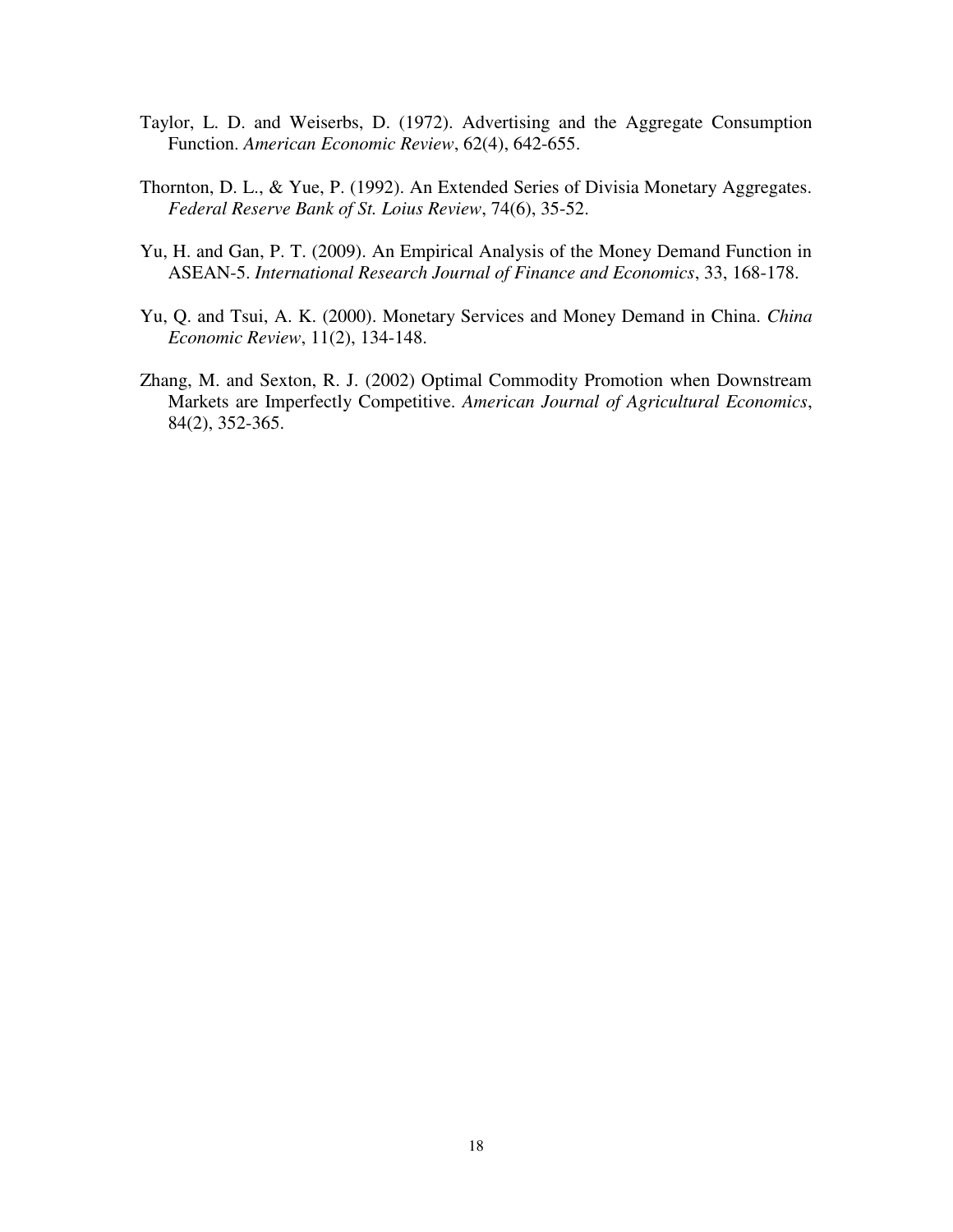Taylor, L. D. and Weiserbs, D. (1972). Advertising and the Aggregate Consumption Function. *American Economic Review*, 62(4), 642-655.

Thornton, D. L., & Yue, P. (1992). An Extended Series of Divisia Monetary Aggregates. *Federal Reserve Bank of St. Loius Review*, 74(6), 35-52.

Yu, H. and Gan, P. T. (2009). An Empirical Analysis of the Money Demand Function in ASEAN-5. *International Research Journal of Finance and Economics*, 33, 168-178.

Yu, Q. and Tsui, A. K. (2000). Monetary Services and Money Demand in China. *China Economic Review*, 11(2), 134-148.

Zhang, M. and Sexton, R. J. (2002) Optimal Commodity Promotion when Downstream Markets are Imperfectly Competitive. *American Journal of Agricultural Economics*, 84(2), 352-365.